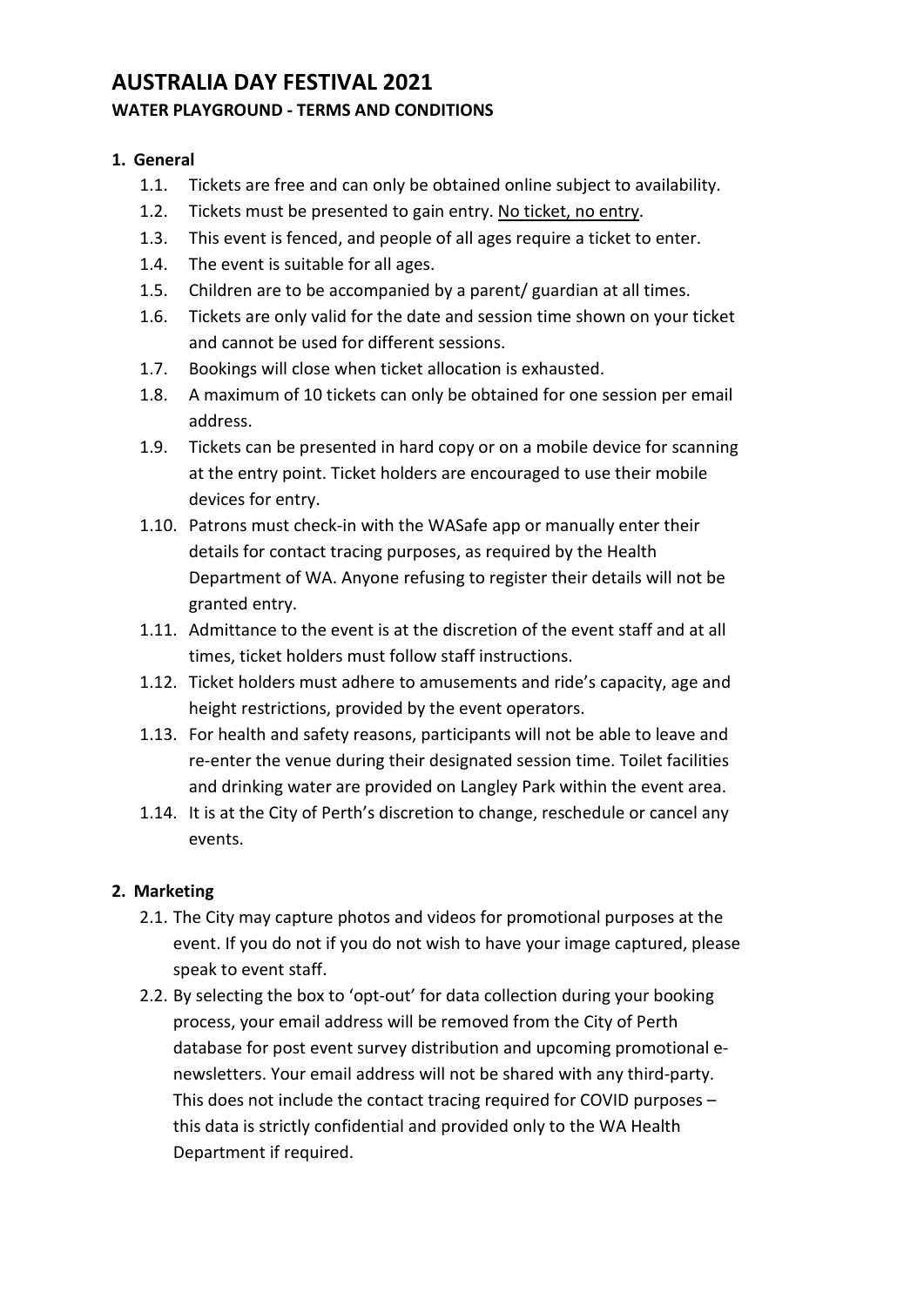# AUSTRALIA DAY FESTIVAL 2021

## WATER PLAYGROUND - TERMS AND CONDITIONS

### 1. General

1.1. Tickets are free and can only be obtained online subject to availability.

1.2. Tickets must be presented to gain entry. No ticket, no entry.

1.3. This event is fenced, and people of all ages require a ticket to enter.

1.4. The event is suitable for all ages.

1.5. Children are to be accompanied by a parent/ guardian at all times.

1.6. Tickets are only valid for the date and session time shown on your ticket and cannot be used for different sessions.

1.7. Bookings will close when ticket allocation is exhausted.

1.8. A maximum of 10 tickets can only be obtained for one session per email address.

1.9. Tickets can be presented in hard copy or on a mobile device for scanning at the entry point. Ticket holders are encouraged to use their mobile devices for entry.

1.10. Patrons must check-in with the WASafe app or manually enter their details for contact tracing purposes, as required by the Health Department of WA. Anyone refusing to register their details will not be granted entry.

1.11. Admittance to the event is at the discretion of the event staff and at all times, ticket holders must follow staff instructions.

1.12. Ticket holders must adhere to amusements and ride's capacity, age and height restrictions, provided by the event operators.

1.13. For health and safety reasons, participants will not be able to leave and re-enter the venue during their designated session time. Toilet facilities and drinking water are provided on Langley Park within the event area.

1.14. It is at the City of Perth's discretion to change, reschedule or cancel any events.

### 2. Marketing

2.1. The City may capture photos and videos for promotional purposes at the event. If you do not if you do not wish to have your image captured, please speak to event staff.

2.2. By selecting the box to 'opt-out' for data collection during your booking process, your email address will be removed from the City of Perth database for post event survey distribution and upcoming promotional e-newsletters. Your email address will not be shared with any third-party. This does not include the contact tracing required for COVID purposes – this data is strictly confidential and provided only to the WA Health Department if required.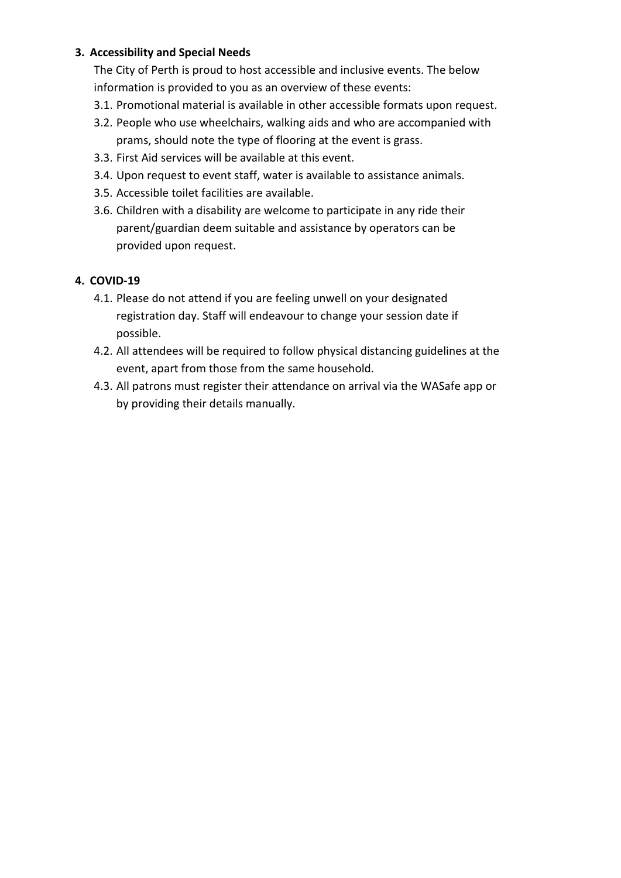**3. Accessibility and Special Needs**

The City of Perth is proud to host accessible and inclusive events. The below information is provided to you as an overview of these events:

3.1. Promotional material is available in other accessible formats upon request.

3.2. People who use wheelchairs, walking aids and who are accompanied with prams, should note the type of flooring at the event is grass.

3.3. First Aid services will be available at this event.

3.4. Upon request to event staff, water is available to assistance animals.

3.5. Accessible toilet facilities are available.

3.6. Children with a disability are welcome to participate in any ride their parent/guardian deem suitable and assistance by operators can be provided upon request.

**4. COVID-19**

4.1. Please do not attend if you are feeling unwell on your designated registration day. Staff will endeavour to change your session date if possible.

4.2. All attendees will be required to follow physical distancing guidelines at the event, apart from those from the same household.

4.3. All patrons must register their attendance on arrival via the WASafe app or by providing their details manually.